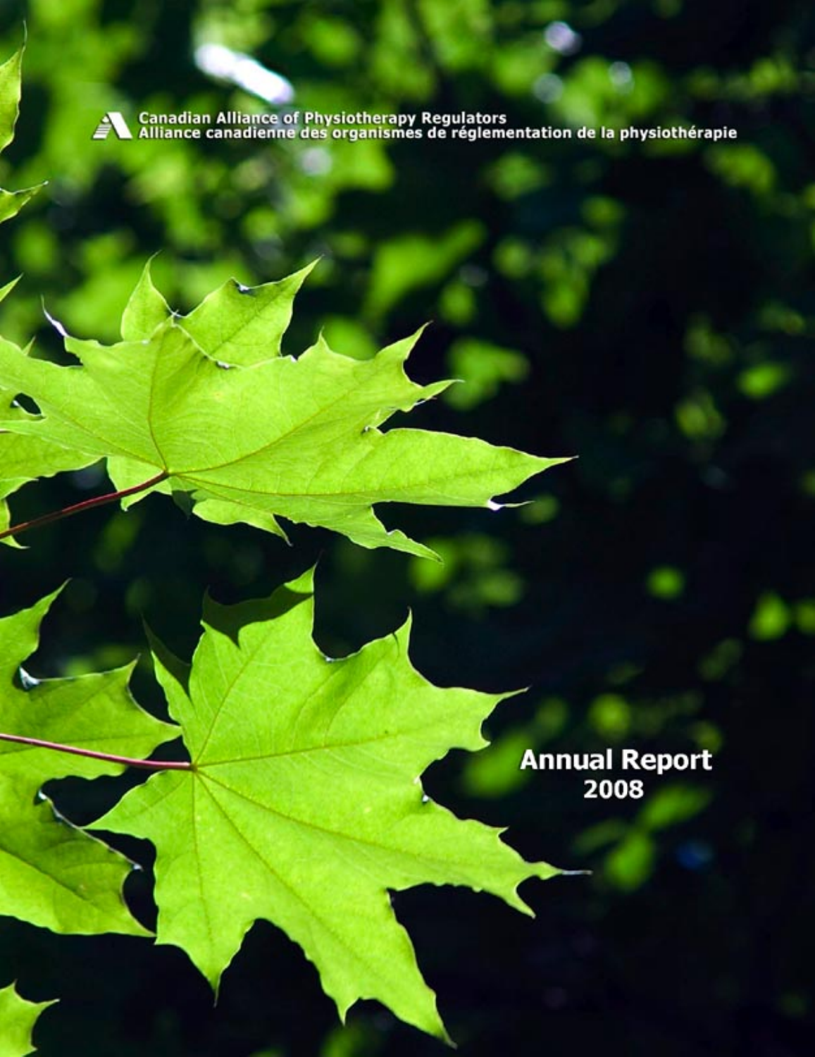Canadian Alliance of Physiotherapy Regulators
Alliance canadienne des organismes de réglementation de la physiothérapie

# Annual Report 2008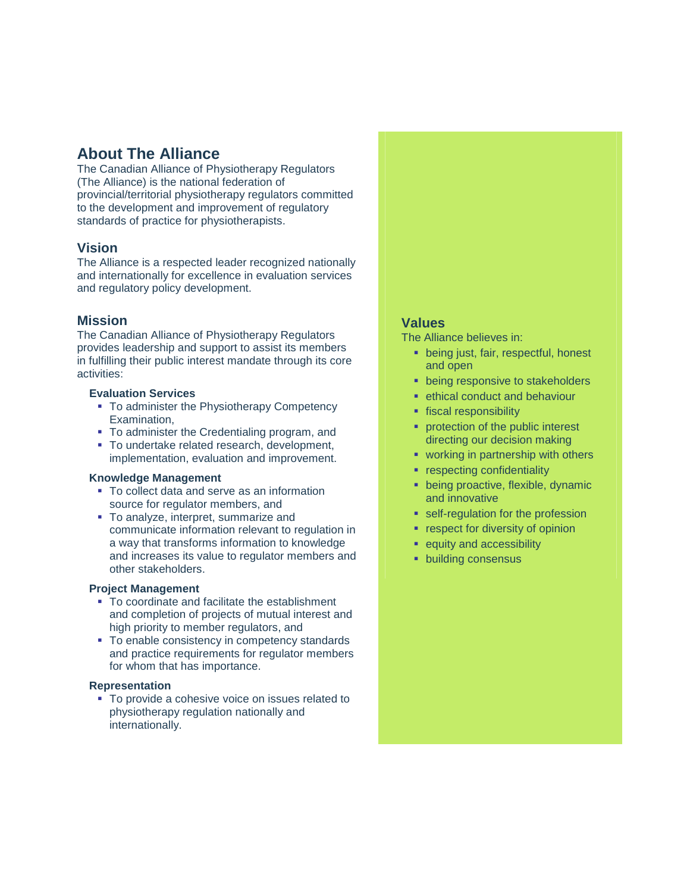## About The Alliance

The Canadian Alliance of Physiotherapy Regulators (The Alliance) is the national federation of provincial/territorial physiotherapy regulators committed to the development and improvement of regulatory standards of practice for physiotherapists.

## Vision

The Alliance is a respected leader recognized nationally and internationally for excellence in evaluation services and regulatory policy development.

## Mission

The Canadian Alliance of Physiotherapy Regulators provides leadership and support to assist its members in fulfilling their public interest mandate through its core activities:

### Evaluation Services

- To administer the Physiotherapy Competency Examination,
- To administer the Credentialing program, and
- To undertake related research, development, implementation, evaluation and improvement.

### Knowledge Management

- To collect data and serve as an information source for regulator members, and
- To analyze, interpret, summarize and communicate information relevant to regulation in a way that transforms information to knowledge and increases its value to regulator members and other stakeholders.

### Project Management

- To coordinate and facilitate the establishment and completion of projects of mutual interest and high priority to member regulators, and
- To enable consistency in competency standards and practice requirements for regulator members for whom that has importance.

### Representation

- To provide a cohesive voice on issues related to physiotherapy regulation nationally and internationally.

## Values

The Alliance believes in:

- being just, fair, respectful, honest and open
- being responsive to stakeholders
- ethical conduct and behaviour
- fiscal responsibility
- protection of the public interest directing our decision making
- working in partnership with others
- respecting confidentiality
- being proactive, flexible, dynamic and innovative
- self-regulation for the profession
- respect for diversity of opinion
- equity and accessibility
- building consensus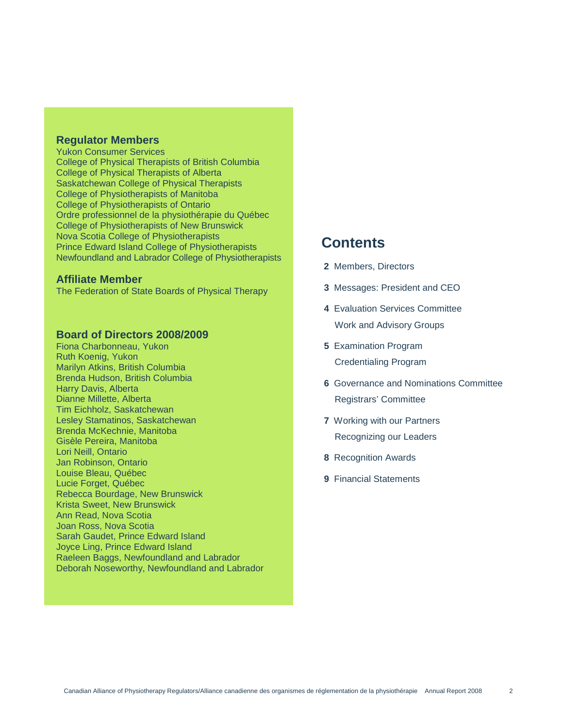## Regulator Members

Yukon Consumer Services
College of Physical Therapists of British Columbia
College of Physical Therapists of Alberta
Saskatchewan College of Physical Therapists
College of Physiotherapists of Manitoba
College of Physiotherapists of Ontario
Ordre professionnel de la physiothérapie du Québec
College of Physiotherapists of New Brunswick
Nova Scotia College of Physiotherapists
Prince Edward Island College of Physiotherapists
Newfoundland and Labrador College of Physiotherapists

## Affiliate Member

The Federation of State Boards of Physical Therapy

## Board of Directors 2008/2009

Fiona Charbonneau, Yukon
Ruth Koenig, Yukon
Marilyn Atkins, British Columbia
Brenda Hudson, British Columbia
Harry Davis, Alberta
Dianne Millette, Alberta
Tim Eichholz, Saskatchewan
Lesley Stamatinos, Saskatchewan
Brenda McKechnie, Manitoba
Gisèle Pereira, Manitoba
Lori Neill, Ontario
Jan Robinson, Ontario
Louise Bleau, Québec
Lucie Forget, Québec
Rebecca Bourdage, New Brunswick
Krista Sweet, New Brunswick
Ann Read, Nova Scotia
Joan Ross, Nova Scotia
Sarah Gaudet, Prince Edward Island
Joyce Ling, Prince Edward Island
Raeleen Baggs, Newfoundland and Labrador
Deborah Noseworthy, Newfoundland and Labrador

# Contents

**2** Members, Directors

**3** Messages: President and CEO

**4** Evaluation Services Committee
Work and Advisory Groups

**5** Examination Program
Credentialing Program

**6** Governance and Nominations Committee
Registrars' Committee

**7** Working with our Partners
Recognizing our Leaders

**8** Recognition Awards

**9** Financial Statements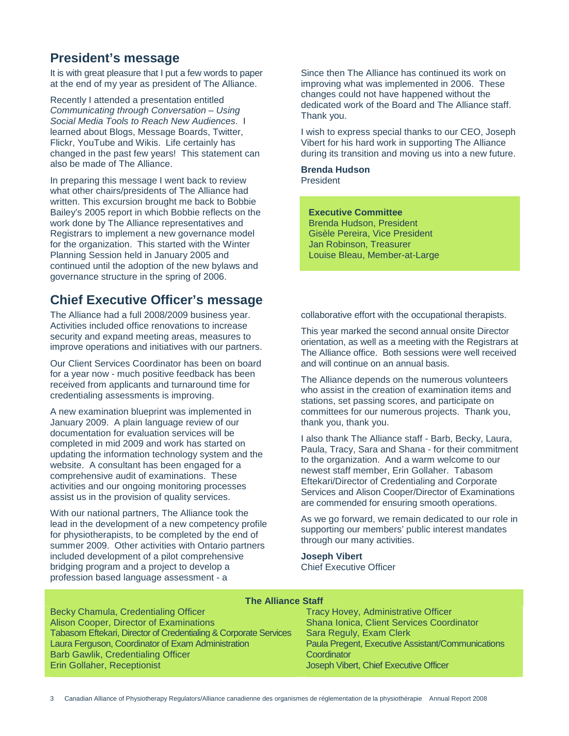## President's message

It is with great pleasure that I put a few words to paper at the end of my year as president of The Alliance.

Recently I attended a presentation entitled *Communicating through Conversation – Using Social Media Tools to Reach New Audiences*. I learned about Blogs, Message Boards, Twitter, Flickr, YouTube and Wikis. Life certainly has changed in the past few years! This statement can also be made of The Alliance.

In preparing this message I went back to review what other chairs/presidents of The Alliance had written. This excursion brought me back to Bobbie Bailey's 2005 report in which Bobbie reflects on the work done by The Alliance representatives and Registrars to implement a new governance model for the organization. This started with the Winter Planning Session held in January 2005 and continued until the adoption of the new bylaws and governance structure in the spring of 2006.

Since then The Alliance has continued its work on improving what was implemented in 2006. These changes could not have happened without the dedicated work of the Board and The Alliance staff. Thank you.

I wish to express special thanks to our CEO, Joseph Vibert for his hard work in supporting The Alliance during its transition and moving us into a new future.

**Brenda Hudson**
President

**Executive Committee**
Brenda Hudson, President
Gisèle Pereira, Vice President
Jan Robinson, Treasurer
Louise Bleau, Member-at-Large

## Chief Executive Officer's message

The Alliance had a full 2008/2009 business year. Activities included office renovations to increase security and expand meeting areas, measures to improve operations and initiatives with our partners.

Our Client Services Coordinator has been on board for a year now - much positive feedback has been received from applicants and turnaround time for credentialing assessments is improving.

A new examination blueprint was implemented in January 2009. A plain language review of our documentation for evaluation services will be completed in mid 2009 and work has started on updating the information technology system and the website. A consultant has been engaged for a comprehensive audit of examinations. These activities and our ongoing monitoring processes assist us in the provision of quality services.

With our national partners, The Alliance took the lead in the development of a new competency profile for physiotherapists, to be completed by the end of summer 2009. Other activities with Ontario partners included development of a pilot comprehensive bridging program and a project to develop a profession based language assessment - a collaborative effort with the occupational therapists.

This year marked the second annual onsite Director orientation, as well as a meeting with the Registrars at The Alliance office. Both sessions were well received and will continue on an annual basis.

The Alliance depends on the numerous volunteers who assist in the creation of examination items and stations, set passing scores, and participate on committees for our numerous projects. Thank you, thank you, thank you.

I also thank The Alliance staff - Barb, Becky, Laura, Paula, Tracy, Sara and Shana - for their commitment to the organization. And a warm welcome to our newest staff member, Erin Gollaher. Tabasom Eftekari/Director of Credentialing and Corporate Services and Alison Cooper/Director of Examinations are commended for ensuring smooth operations.

As we go forward, we remain dedicated to our role in supporting our members' public interest mandates through our many activities.

**Joseph Vibert**
Chief Executive Officer

**The Alliance Staff**

Becky Chamula, Credentialing Officer
Alison Cooper, Director of Examinations
Tabasom Eftekari, Director of Credentialing & Corporate Services
Laura Ferguson, Coordinator of Exam Administration
Barb Gawlik, Credentialing Officer
Erin Gollaher, Receptionist
Tracy Hovey, Administrative Officer
Shana Ionica, Client Services Coordinator
Sara Reguly, Exam Clerk
Paula Pregent, Executive Assistant/Communications Coordinator
Joseph Vibert, Chief Executive Officer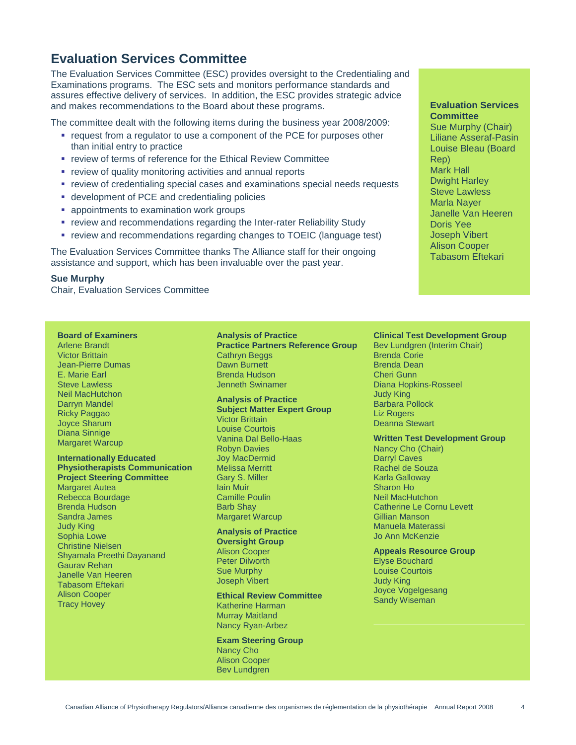## Evaluation Services Committee

The Evaluation Services Committee (ESC) provides oversight to the Credentialing and Examinations programs. The ESC sets and monitors performance standards and assures effective delivery of services. In addition, the ESC provides strategic advice and makes recommendations to the Board about these programs.

The committee dealt with the following items during the business year 2008/2009:

- request from a regulator to use a component of the PCE for purposes other than initial entry to practice
- review of terms of reference for the Ethical Review Committee
- review of quality monitoring activities and annual reports
- review of credentialing special cases and examinations special needs requests
- development of PCE and credentialing policies
- appointments to examination work groups
- review and recommendations regarding the Inter-rater Reliability Study
- review and recommendations regarding changes to TOEIC (language test)

The Evaluation Services Committee thanks The Alliance staff for their ongoing assistance and support, which has been invaluable over the past year.

**Sue Murphy**
Chair, Evaluation Services Committee

**Evaluation Services Committee**
Sue Murphy (Chair)
Liliane Asseraf-Pasin
Louise Bleau (Board Rep)
Mark Hall
Dwight Harley
Steve Lawless
Marla Nayer
Janelle Van Heeren
Doris Yee
Joseph Vibert
Alison Cooper
Tabasom Eftekari

**Board of Examiners**
Arlene Brandt
Victor Brittain
Jean-Pierre Dumas
E. Marie Earl
Steve Lawless
Neil MacHutchon
Darryn Mandel
Ricky Paggao
Joyce Sharum
Diana Sinnige
Margaret Warcup

**Internationally Educated Physiotherapists Communication Project Steering Committee**
Margaret Autea
Rebecca Bourdage
Brenda Hudson
Sandra James
Judy King
Sophia Lowe
Christine Nielsen
Shyamala Preethi Dayanand
Gaurav Rehan
Janelle Van Heeren
Tabasom Eftekari
Alison Cooper
Tracy Hovey

**Analysis of Practice Practice Partners Reference Group**
Cathryn Beggs
Dawn Burnett
Brenda Hudson
Jenneth Swinamer

**Analysis of Practice Subject Matter Expert Group**
Victor Brittain
Louise Courtois
Vanina Dal Bello-Haas
Robyn Davies
Joy MacDermid
Melissa Merritt
Gary S. Miller
Iain Muir
Camille Poulin
Barb Shay
Margaret Warcup

**Analysis of Practice Oversight Group**
Alison Cooper
Peter Dilworth
Sue Murphy
Joseph Vibert

**Ethical Review Committee**
Katherine Harman
Murray Maitland
Nancy Ryan-Arbez

**Exam Steering Group**
Nancy Cho
Alison Cooper
Bev Lundgren

**Clinical Test Development Group**
Bev Lundgren (Interim Chair)
Brenda Corie
Brenda Dean
Cheri Gunn
Diana Hopkins-Rosseel
Judy King
Barbara Pollock
Liz Rogers
Deanna Stewart

**Written Test Development Group**
Nancy Cho (Chair)
Darryl Caves
Rachel de Souza
Karla Galloway
Sharon Ho
Neil MacHutchon
Catherine Le Cornu Levett
Gillian Manson
Manuela Materassi
Jo Ann McKenzie

**Appeals Resource Group**
Elyse Bouchard
Louise Courtois
Judy King
Joyce Vogelgesang
Sandy Wiseman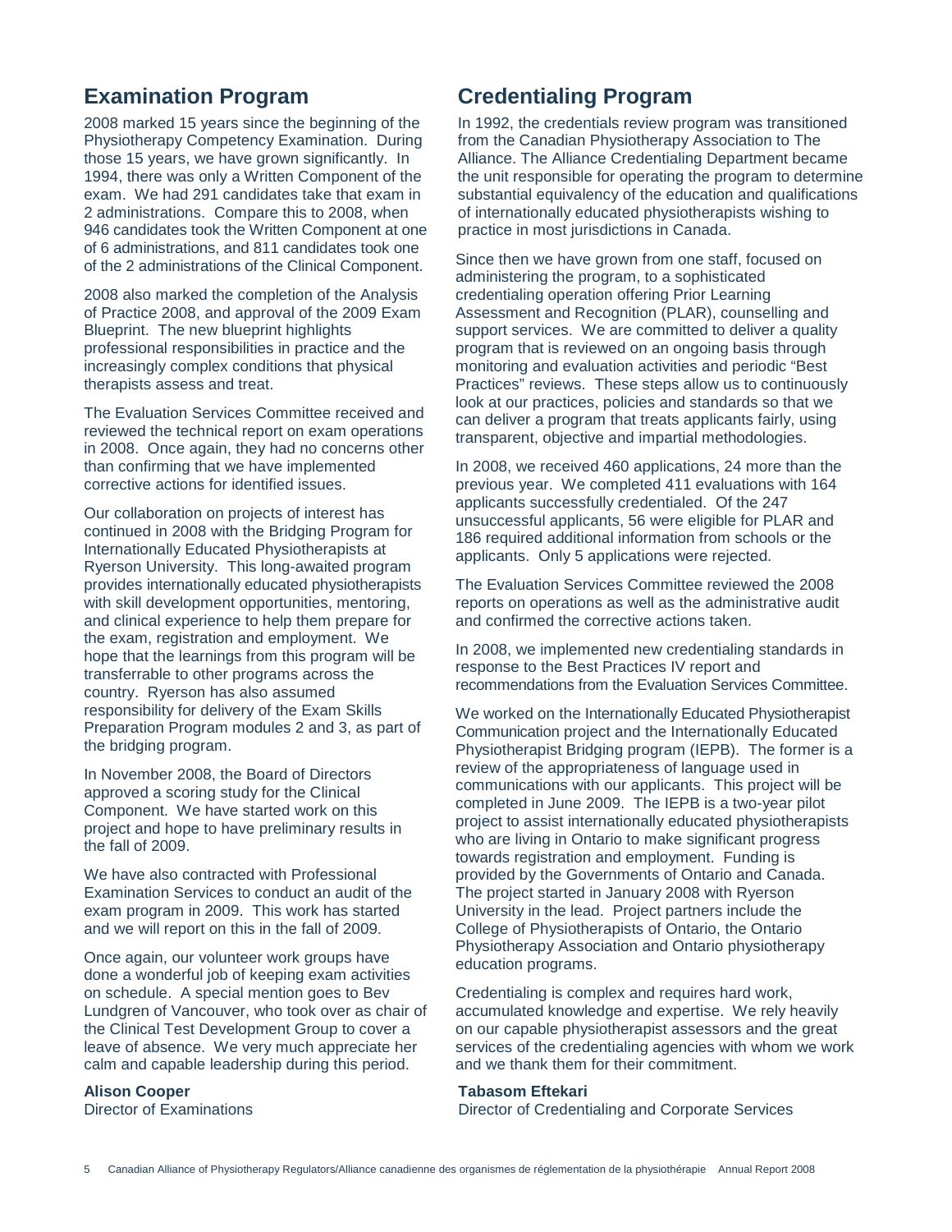## Examination Program

2008 marked 15 years since the beginning of the Physiotherapy Competency Examination. During those 15 years, we have grown significantly. In 1994, there was only a Written Component of the exam. We had 291 candidates take that exam in 2 administrations. Compare this to 2008, when 946 candidates took the Written Component at one of 6 administrations, and 811 candidates took one of the 2 administrations of the Clinical Component.

2008 also marked the completion of the Analysis of Practice 2008, and approval of the 2009 Exam Blueprint. The new blueprint highlights professional responsibilities in practice and the increasingly complex conditions that physical therapists assess and treat.

The Evaluation Services Committee received and reviewed the technical report on exam operations in 2008. Once again, they had no concerns other than confirming that we have implemented corrective actions for identified issues.

Our collaboration on projects of interest has continued in 2008 with the Bridging Program for Internationally Educated Physiotherapists at Ryerson University. This long-awaited program provides internationally educated physiotherapists with skill development opportunities, mentoring, and clinical experience to help them prepare for the exam, registration and employment. We hope that the learnings from this program will be transferrable to other programs across the country. Ryerson has also assumed responsibility for delivery of the Exam Skills Preparation Program modules 2 and 3, as part of the bridging program.

In November 2008, the Board of Directors approved a scoring study for the Clinical Component. We have started work on this project and hope to have preliminary results in the fall of 2009.

We have also contracted with Professional Examination Services to conduct an audit of the exam program in 2009. This work has started and we will report on this in the fall of 2009.

Once again, our volunteer work groups have done a wonderful job of keeping exam activities on schedule. A special mention goes to Bev Lundgren of Vancouver, who took over as chair of the Clinical Test Development Group to cover a leave of absence. We very much appreciate her calm and capable leadership during this period.

**Alison Cooper**
Director of Examinations

## Credentialing Program

In 1992, the credentials review program was transitioned from the Canadian Physiotherapy Association to The Alliance. The Alliance Credentialing Department became the unit responsible for operating the program to determine substantial equivalency of the education and qualifications of internationally educated physiotherapists wishing to practice in most jurisdictions in Canada.

Since then we have grown from one staff, focused on administering the program, to a sophisticated credentialing operation offering Prior Learning Assessment and Recognition (PLAR), counselling and support services. We are committed to deliver a quality program that is reviewed on an ongoing basis through monitoring and evaluation activities and periodic "Best Practices" reviews. These steps allow us to continuously look at our practices, policies and standards so that we can deliver a program that treats applicants fairly, using transparent, objective and impartial methodologies.

In 2008, we received 460 applications, 24 more than the previous year. We completed 411 evaluations with 164 applicants successfully credentialed. Of the 247 unsuccessful applicants, 56 were eligible for PLAR and 186 required additional information from schools or the applicants. Only 5 applications were rejected.

The Evaluation Services Committee reviewed the 2008 reports on operations as well as the administrative audit and confirmed the corrective actions taken.

In 2008, we implemented new credentialing standards in response to the Best Practices IV report and recommendations from the Evaluation Services Committee.

We worked on the Internationally Educated Physiotherapist Communication project and the Internationally Educated Physiotherapist Bridging program (IEPB). The former is a review of the appropriateness of language used in communications with our applicants. This project will be completed in June 2009. The IEPB is a two-year pilot project to assist internationally educated physiotherapists who are living in Ontario to make significant progress towards registration and employment. Funding is provided by the Governments of Ontario and Canada. The project started in January 2008 with Ryerson University in the lead. Project partners include the College of Physiotherapists of Ontario, the Ontario Physiotherapy Association and Ontario physiotherapy education programs.

Credentialing is complex and requires hard work, accumulated knowledge and expertise. We rely heavily on our capable physiotherapist assessors and the great services of the credentialing agencies with whom we work and we thank them for their commitment.

**Tabasom Eftekari**
Director of Credentialing and Corporate Services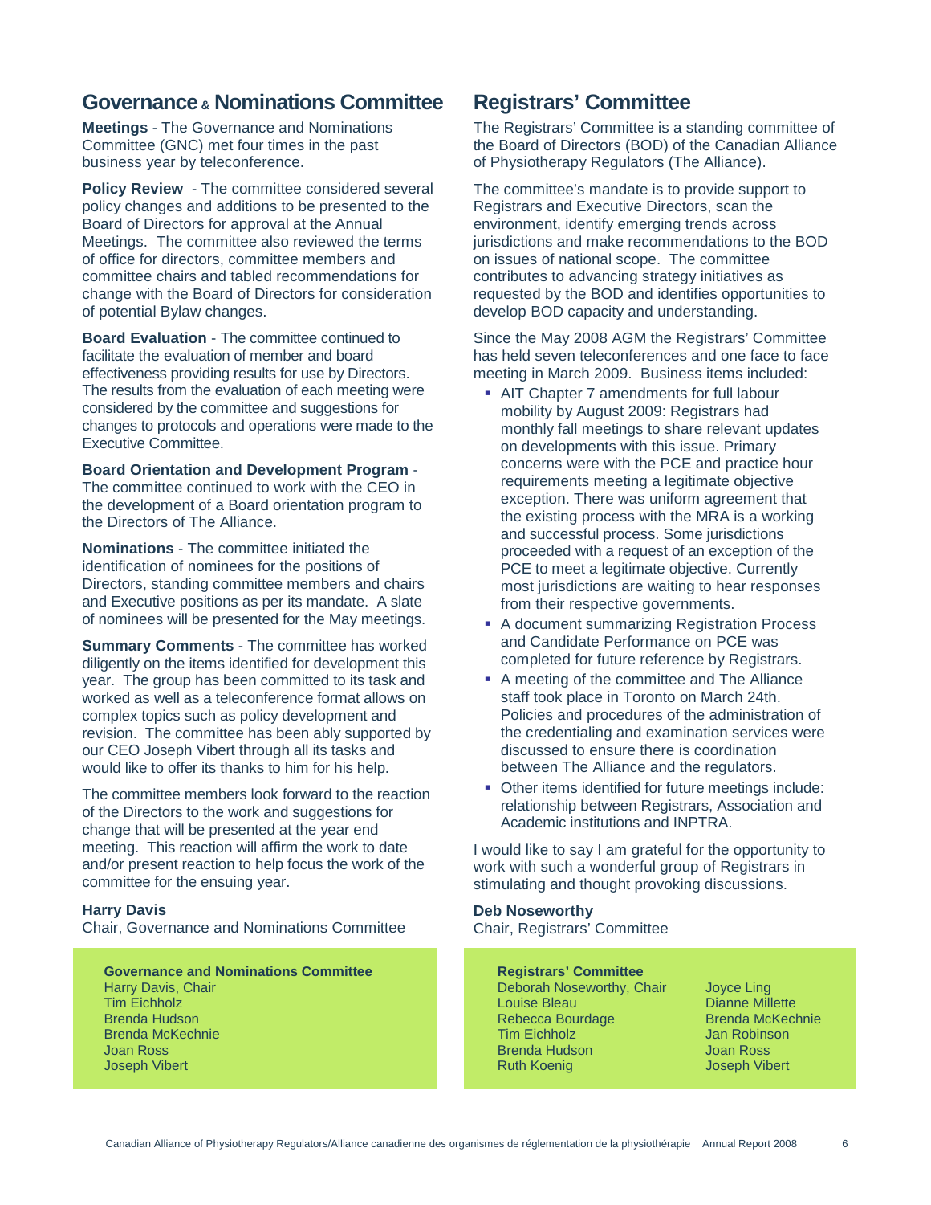## Governance & Nominations Committee

**Meetings** - The Governance and Nominations Committee (GNC) met four times in the past business year by teleconference.

**Policy Review** - The committee considered several policy changes and additions to be presented to the Board of Directors for approval at the Annual Meetings. The committee also reviewed the terms of office for directors, committee members and committee chairs and tabled recommendations for change with the Board of Directors for consideration of potential Bylaw changes.

**Board Evaluation** - The committee continued to facilitate the evaluation of member and board effectiveness providing results for use by Directors. The results from the evaluation of each meeting were considered by the committee and suggestions for changes to protocols and operations were made to the Executive Committee.

**Board Orientation and Development Program** - The committee continued to work with the CEO in the development of a Board orientation program to the Directors of The Alliance.

**Nominations** - The committee initiated the identification of nominees for the positions of Directors, standing committee members and chairs and Executive positions as per its mandate. A slate of nominees will be presented for the May meetings.

**Summary Comments** - The committee has worked diligently on the items identified for development this year. The group has been committed to its task and worked as well as a teleconference format allows on complex topics such as policy development and revision. The committee has been ably supported by our CEO Joseph Vibert through all its tasks and would like to offer its thanks to him for his help.

The committee members look forward to the reaction of the Directors to the work and suggestions for change that will be presented at the year end meeting. This reaction will affirm the work to date and/or present reaction to help focus the work of the committee for the ensuing year.

**Harry Davis**
Chair, Governance and Nominations Committee

**Governance and Nominations Committee**
Harry Davis, Chair
Tim Eichholz
Brenda Hudson
Brenda McKechnie
Joan Ross
Joseph Vibert

## Registrars' Committee

The Registrars' Committee is a standing committee of the Board of Directors (BOD) of the Canadian Alliance of Physiotherapy Regulators (The Alliance).

The committee's mandate is to provide support to Registrars and Executive Directors, scan the environment, identify emerging trends across jurisdictions and make recommendations to the BOD on issues of national scope. The committee contributes to advancing strategy initiatives as requested by the BOD and identifies opportunities to develop BOD capacity and understanding.

Since the May 2008 AGM the Registrars' Committee has held seven teleconferences and one face to face meeting in March 2009. Business items included:

- AIT Chapter 7 amendments for full labour mobility by August 2009: Registrars had monthly fall meetings to share relevant updates on developments with this issue. Primary concerns were with the PCE and practice hour requirements meeting a legitimate objective exception. There was uniform agreement that the existing process with the MRA is a working and successful process. Some jurisdictions proceeded with a request of an exception of the PCE to meet a legitimate objective. Currently most jurisdictions are waiting to hear responses from their respective governments.
- A document summarizing Registration Process and Candidate Performance on PCE was completed for future reference by Registrars.
- A meeting of the committee and The Alliance staff took place in Toronto on March 24th. Policies and procedures of the administration of the credentialing and examination services were discussed to ensure there is coordination between The Alliance and the regulators.
- Other items identified for future meetings include: relationship between Registrars, Association and Academic institutions and INPTRA.

I would like to say I am grateful for the opportunity to work with such a wonderful group of Registrars in stimulating and thought provoking discussions.

**Deb Noseworthy**
Chair, Registrars' Committee

**Registrars' Committee**
Deborah Noseworthy, Chair
Louise Bleau
Rebecca Bourdage
Tim Eichholz
Brenda Hudson
Ruth Koenig
Joyce Ling
Dianne Millette
Brenda McKechnie
Jan Robinson
Joan Ross
Joseph Vibert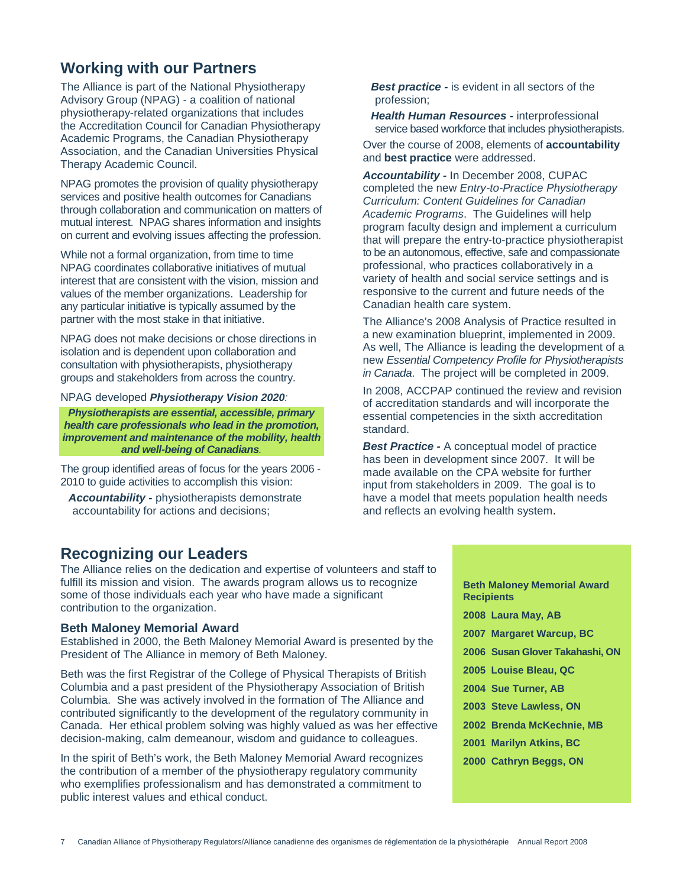## Working with our Partners

The Alliance is part of the National Physiotherapy Advisory Group (NPAG) - a coalition of national physiotherapy-related organizations that includes the Accreditation Council for Canadian Physiotherapy Academic Programs, the Canadian Physiotherapy Association, and the Canadian Universities Physical Therapy Academic Council.

NPAG promotes the provision of quality physiotherapy services and positive health outcomes for Canadians through collaboration and communication on matters of mutual interest. NPAG shares information and insights on current and evolving issues affecting the profession.

While not a formal organization, from time to time NPAG coordinates collaborative initiatives of mutual interest that are consistent with the vision, mission and values of the member organizations. Leadership for any particular initiative is typically assumed by the partner with the most stake in that initiative.

NPAG does not make decisions or chose directions in isolation and is dependent upon collaboration and consultation with physiotherapists, physiotherapy groups and stakeholders from across the country.

NPAG developed ***Physiotherapy Vision 2020****:*

***Physiotherapists are essential, accessible, primary health care professionals who lead in the promotion, improvement and maintenance of the mobility, health and well-being of Canadians.***

The group identified areas of focus for the years 2006 - 2010 to guide activities to accomplish this vision:

- ***Accountability -*** physiotherapists demonstrate accountability for actions and decisions;
- ***Best practice -*** is evident in all sectors of the profession;
- ***Health Human Resources -*** interprofessional service based workforce that includes physiotherapists.

Over the course of 2008, elements of **accountability** and **best practice** were addressed.

***Accountability -*** In December 2008, CUPAC completed the new *Entry-to-Practice Physiotherapy Curriculum: Content Guidelines for Canadian Academic Programs*. The Guidelines will help program faculty design and implement a curriculum that will prepare the entry-to-practice physiotherapist to be an autonomous, effective, safe and compassionate professional, who practices collaboratively in a variety of health and social service settings and is responsive to the current and future needs of the Canadian health care system.

The Alliance's 2008 Analysis of Practice resulted in a new examination blueprint, implemented in 2009. As well, The Alliance is leading the development of a new *Essential Competency Profile for Physiotherapists in Canada*. The project will be completed in 2009.

In 2008, ACCPAP continued the review and revision of accreditation standards and will incorporate the essential competencies in the sixth accreditation standard.

***Best Practice -*** A conceptual model of practice has been in development since 2007. It will be made available on the CPA website for further input from stakeholders in 2009. The goal is to have a model that meets population health needs and reflects an evolving health system.

## Recognizing our Leaders

The Alliance relies on the dedication and expertise of volunteers and staff to fulfill its mission and vision. The awards program allows us to recognize some of those individuals each year who have made a significant contribution to the organization.

### Beth Maloney Memorial Award

Established in 2000, the Beth Maloney Memorial Award is presented by the President of The Alliance in memory of Beth Maloney.

Beth was the first Registrar of the College of Physical Therapists of British Columbia and a past president of the Physiotherapy Association of British Columbia. She was actively involved in the formation of The Alliance and contributed significantly to the development of the regulatory community in Canada. Her ethical problem solving was highly valued as was her effective decision-making, calm demeanour, wisdom and guidance to colleagues.

In the spirit of Beth's work, the Beth Maloney Memorial Award recognizes the contribution of a member of the physiotherapy regulatory community who exemplifies professionalism and has demonstrated a commitment to public interest values and ethical conduct.

**Beth Maloney Memorial Award Recipients**

**2008 Laura May, AB**

**2007 Margaret Warcup, BC**

**2006 Susan Glover Takahashi, ON**

**2005 Louise Bleau, QC**

**2004 Sue Turner, AB**

**2003 Steve Lawless, ON**

**2002 Brenda McKechnie, MB**

**2001 Marilyn Atkins, BC**

**2000 Cathryn Beggs, ON**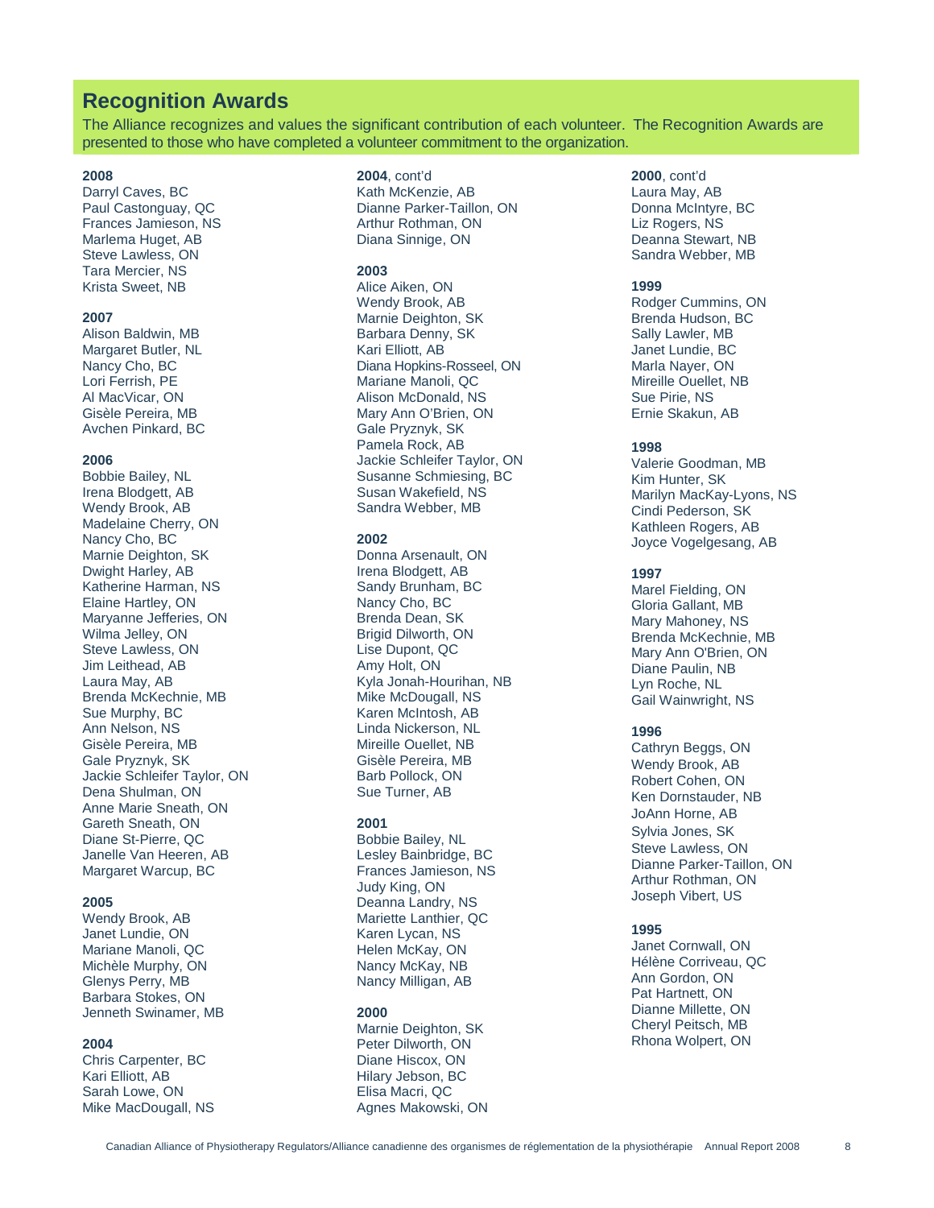## Recognition Awards

The Alliance recognizes and values the significant contribution of each volunteer. The Recognition Awards are presented to those who have completed a volunteer commitment to the organization.

**2008**
Darryl Caves, BC
Paul Castonguay, QC
Frances Jamieson, NS
Marlema Huget, AB
Steve Lawless, ON
Tara Mercier, NS
Krista Sweet, NB

**2007**
Alison Baldwin, MB
Margaret Butler, NL
Nancy Cho, BC
Lori Ferrish, PE
Al MacVicar, ON
Gisèle Pereira, MB
Avchen Pinkard, BC

**2006**
Bobbie Bailey, NL
Irena Blodgett, AB
Wendy Brook, AB
Madelaine Cherry, ON
Nancy Cho, BC
Marnie Deighton, SK
Dwight Harley, AB
Katherine Harman, NS
Elaine Hartley, ON
Maryanne Jefferies, ON
Wilma Jelley, ON
Steve Lawless, ON
Jim Leithead, AB
Laura May, AB
Brenda McKechnie, MB
Sue Murphy, BC
Ann Nelson, NS
Gisèle Pereira, MB
Gale Pryznyk, SK
Jackie Schleifer Taylor, ON
Dena Shulman, ON
Anne Marie Sneath, ON
Gareth Sneath, ON
Diane St-Pierre, QC
Janelle Van Heeren, AB
Margaret Warcup, BC

**2005**
Wendy Brook, AB
Janet Lundie, ON
Mariane Manoli, QC
Michèle Murphy, ON
Glenys Perry, MB
Barbara Stokes, ON
Jenneth Swinamer, MB

**2004**
Chris Carpenter, BC
Kari Elliott, AB
Sarah Lowe, ON
Mike MacDougall, NS

**2004**, cont'd
Kath McKenzie, AB
Dianne Parker-Taillon, ON
Arthur Rothman, ON
Diana Sinnige, ON

**2003**
Alice Aiken, ON
Wendy Brook, AB
Marnie Deighton, SK
Barbara Denny, SK
Kari Elliott, AB
Diana Hopkins-Rosseel, ON
Mariane Manoli, QC
Alison McDonald, NS
Mary Ann O'Brien, ON
Gale Pryznyk, SK
Pamela Rock, AB
Jackie Schleifer Taylor, ON
Susanne Schmiesing, BC
Susan Wakefield, NS
Sandra Webber, MB

**2002**
Donna Arsenault, ON
Irena Blodgett, AB
Sandy Brunham, BC
Nancy Cho, BC
Brenda Dean, SK
Brigid Dilworth, ON
Lise Dupont, QC
Amy Holt, ON
Kyla Jonah-Hourihan, NB
Mike McDougall, NS
Karen McIntosh, AB
Linda Nickerson, NL
Mireille Ouellet, NB
Gisèle Pereira, MB
Barb Pollock, ON
Sue Turner, AB

**2001**
Bobbie Bailey, NL
Lesley Bainbridge, BC
Frances Jamieson, NS
Judy King, ON
Deanna Landry, NS
Mariette Lanthier, QC
Karen Lycan, NS
Helen McKay, ON
Nancy McKay, NB
Nancy Milligan, AB

**2000**
Marnie Deighton, SK
Peter Dilworth, ON
Diane Hiscox, ON
Hilary Jebson, BC
Elisa Macri, QC
Agnes Makowski, ON

**2000**, cont'd
Laura May, AB
Donna McIntyre, BC
Liz Rogers, NS
Deanna Stewart, NB
Sandra Webber, MB

**1999**
Rodger Cummins, ON
Brenda Hudson, BC
Sally Lawler, MB
Janet Lundie, BC
Marla Nayer, ON
Mireille Ouellet, NB
Sue Pirie, NS
Ernie Skakun, AB

**1998**
Valerie Goodman, MB
Kim Hunter, SK
Marilyn MacKay-Lyons, NS
Cindi Pederson, SK
Kathleen Rogers, AB
Joyce Vogelgesang, AB

**1997**
Marel Fielding, ON
Gloria Gallant, MB
Mary Mahoney, NS
Brenda McKechnie, MB
Mary Ann O'Brien, ON
Diane Paulin, NB
Lyn Roche, NL
Gail Wainwright, NS

**1996**
Cathryn Beggs, ON
Wendy Brook, AB
Robert Cohen, ON
Ken Dornstauder, NB
JoAnn Horne, AB
Sylvia Jones, SK
Steve Lawless, ON
Dianne Parker-Taillon, ON
Arthur Rothman, ON
Joseph Vibert, US

**1995**
Janet Cornwall, ON
Hélène Corriveau, QC
Ann Gordon, ON
Pat Hartnett, ON
Dianne Millette, ON
Cheryl Peitsch, MB
Rhona Wolpert, ON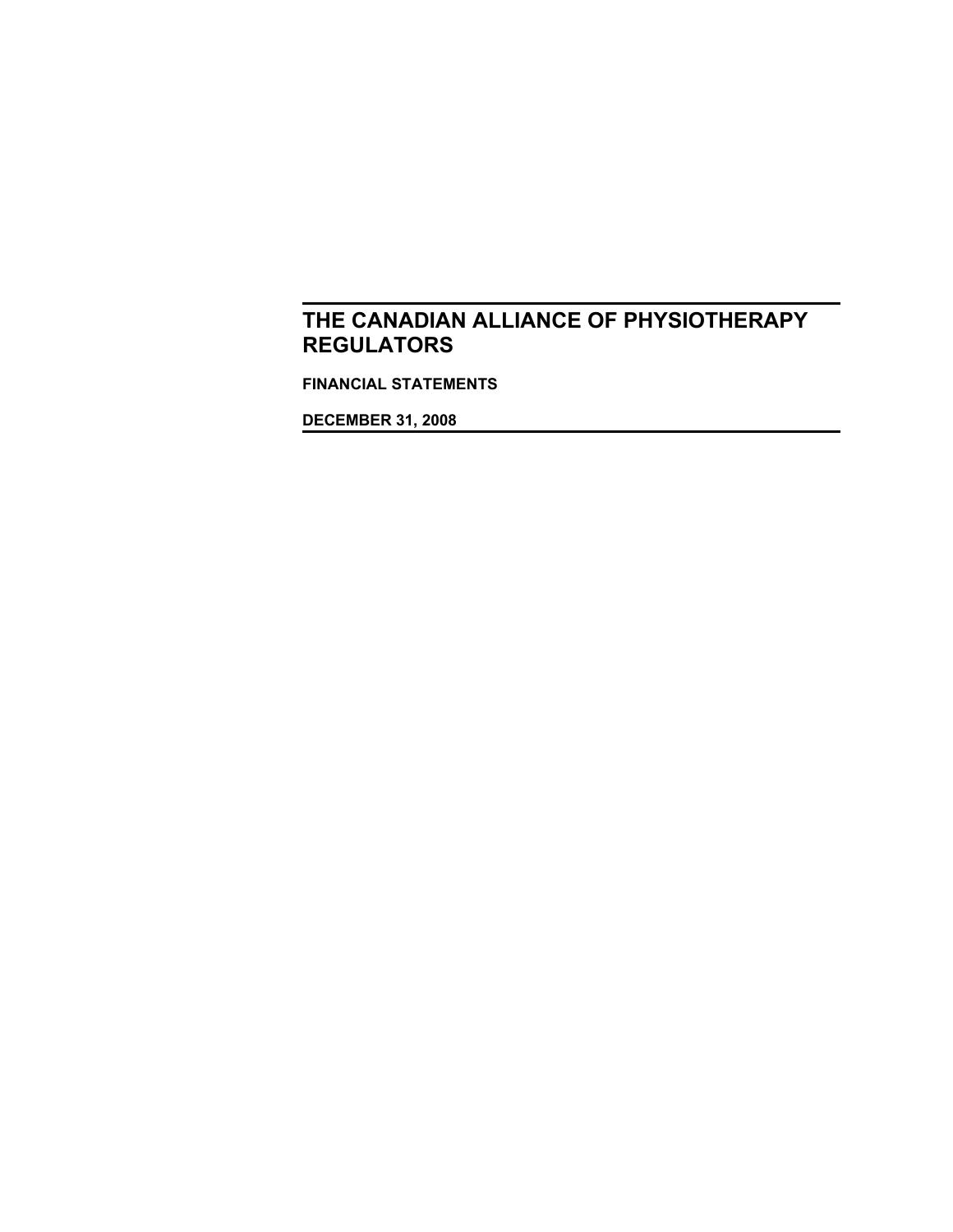# THE CANADIAN ALLIANCE OF PHYSIOTHERAPY REGULATORS

**FINANCIAL STATEMENTS**

**DECEMBER 31, 2008**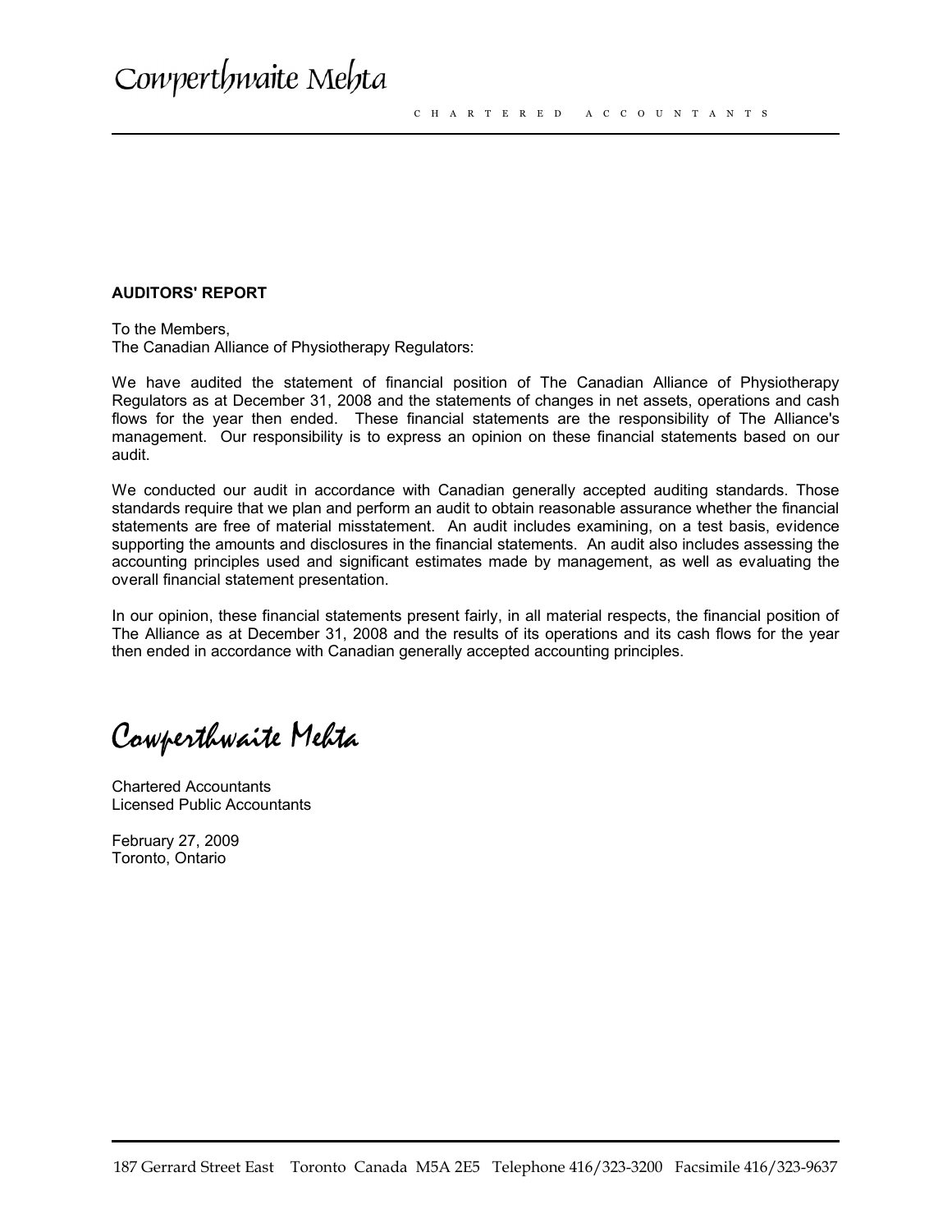Cowperthwaite Mehta

CHARTERED ACCOUNTANTS

**AUDITORS' REPORT**

To the Members,
The Canadian Alliance of Physiotherapy Regulators:

We have audited the statement of financial position of The Canadian Alliance of Physiotherapy Regulators as at December 31, 2008 and the statements of changes in net assets, operations and cash flows for the year then ended. These financial statements are the responsibility of The Alliance's management. Our responsibility is to express an opinion on these financial statements based on our audit.

We conducted our audit in accordance with Canadian generally accepted auditing standards. Those standards require that we plan and perform an audit to obtain reasonable assurance whether the financial statements are free of material misstatement. An audit includes examining, on a test basis, evidence supporting the amounts and disclosures in the financial statements. An audit also includes assessing the accounting principles used and significant estimates made by management, as well as evaluating the overall financial statement presentation.

In our opinion, these financial statements present fairly, in all material respects, the financial position of The Alliance as at December 31, 2008 and the results of its operations and its cash flows for the year then ended in accordance with Canadian generally accepted accounting principles.

Cowperthwaite Mehta

Chartered Accountants
Licensed Public Accountants

February 27, 2009
Toronto, Ontario

187 Gerrard Street East Toronto Canada M5A 2E5 Telephone 416/323-3200 Facsimile 416/323-9637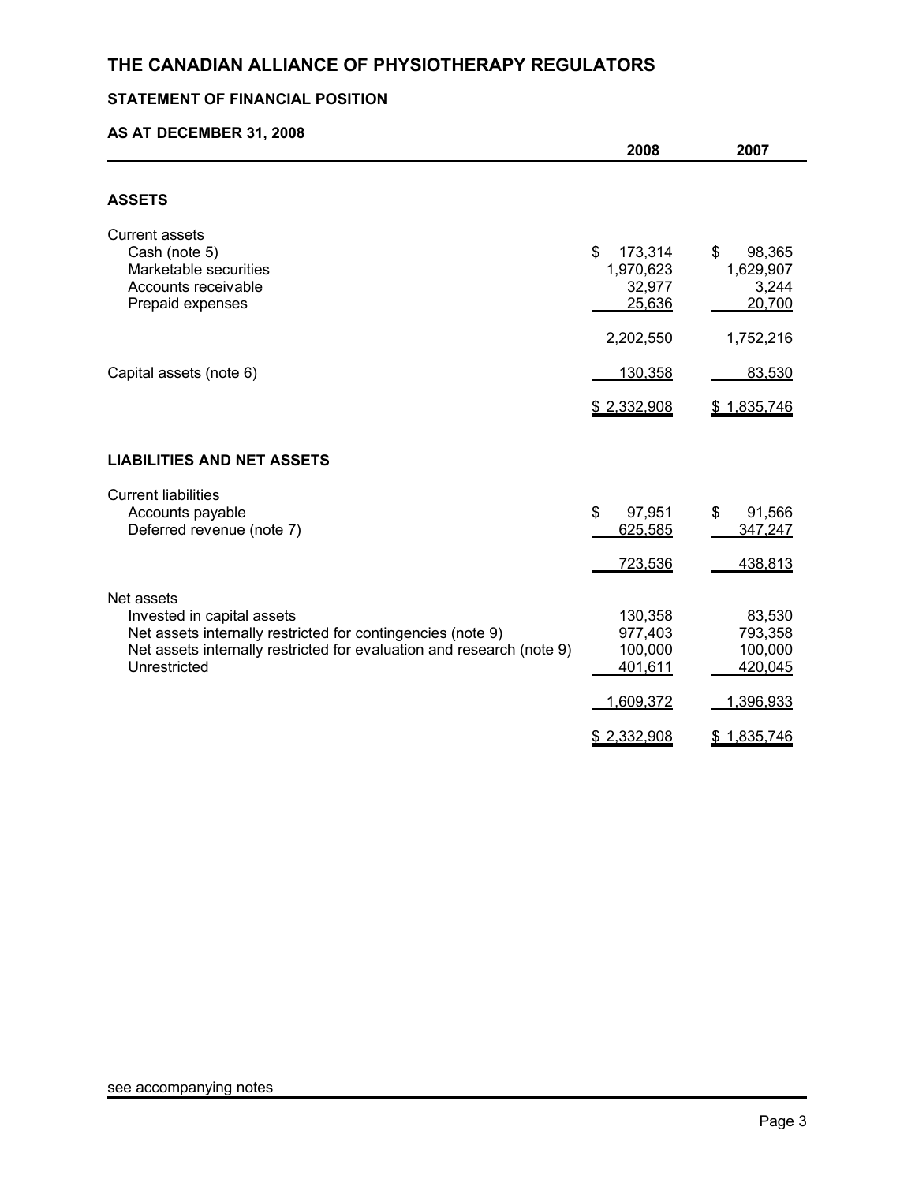# THE CANADIAN ALLIANCE OF PHYSIOTHERAPY REGULATORS

## STATEMENT OF FINANCIAL POSITION

### AS AT DECEMBER 31, 2008

| | 2008 | 2007 |
|---|---|---|
| **ASSETS** | | |
| Current assets | | |
| Cash (note 5) | $ 173,314 | $ 98,365 |
| Marketable securities | 1,970,623 | 1,629,907 |
| Accounts receivable | 32,977 | 3,244 |
| Prepaid expenses | 25,636 | 20,700 |
| | 2,202,550 | 1,752,216 |
| Capital assets (note 6) | 130,358 | 83,530 |
| | $ 2,332,908 | $ 1,835,746 |
| **LIABILITIES AND NET ASSETS** | | |
| Current liabilities | | |
| Accounts payable | $ 97,951 | $ 91,566 |
| Deferred revenue (note 7) | 625,585 | 347,247 |
| | 723,536 | 438,813 |
| Net assets | | |
| Invested in capital assets | 130,358 | 83,530 |
| Net assets internally restricted for contingencies (note 9) | 977,403 | 793,358 |
| Net assets internally restricted for evaluation and research (note 9) | 100,000 | 100,000 |
| Unrestricted | 401,611 | 420,045 |
| | 1,609,372 | 1,396,933 |
| | $ 2,332,908 | $ 1,835,746 |

see accompanying notes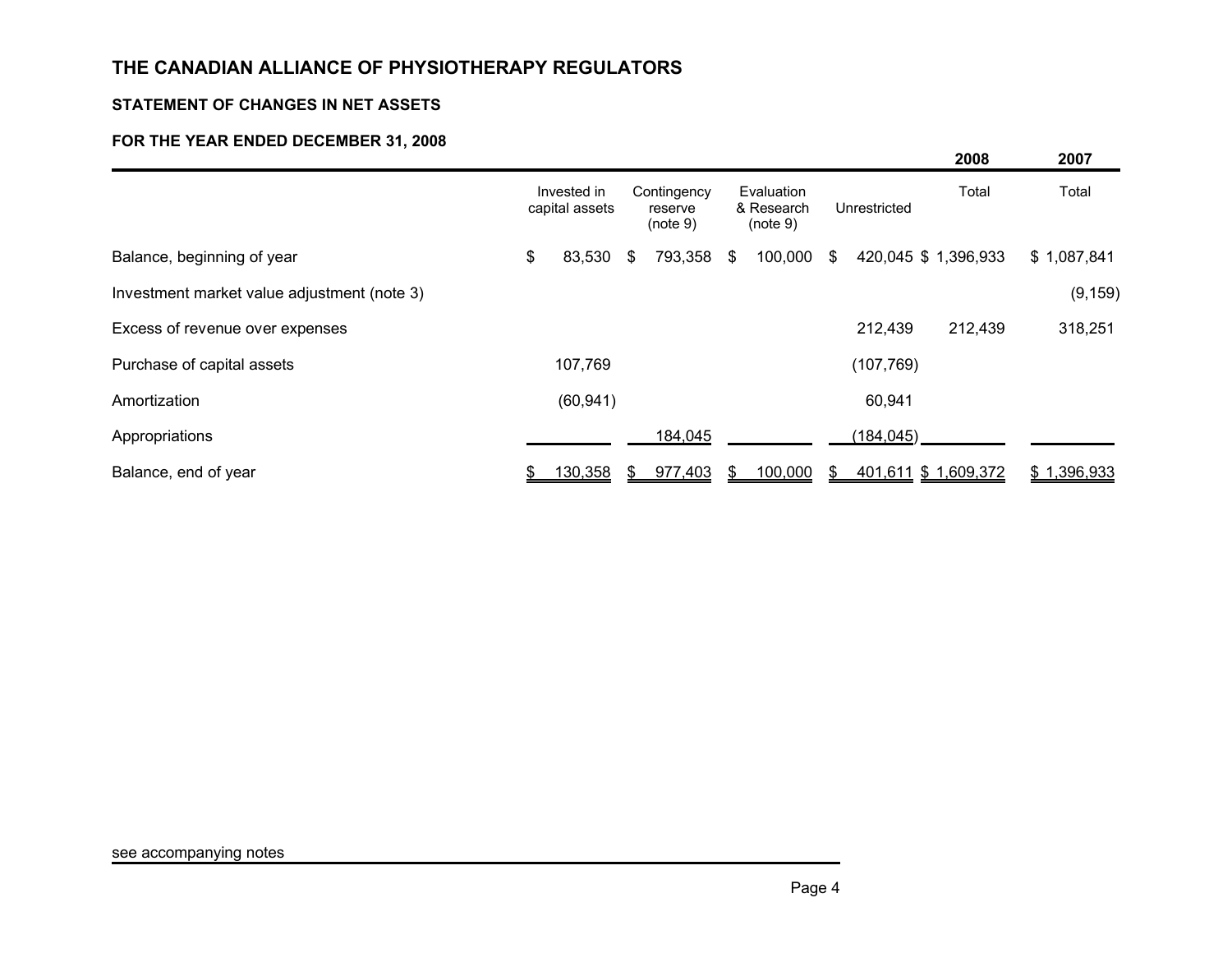# THE CANADIAN ALLIANCE OF PHYSIOTHERAPY REGULATORS

## STATEMENT OF CHANGES IN NET ASSETS

### FOR THE YEAR ENDED DECEMBER 31, 2008

| | Invested in capital assets | Contingency reserve (note 9) | Evaluation & Research (note 9) | Unrestricted | 2008 Total | 2007 Total |
|---|---|---|---|---|---|---|
| Balance, beginning of year | $ 83,530 | $ 793,358 | $ 100,000 | $ 420,045 | $ 1,396,933 | $ 1,087,841 |
| Investment market value adjustment (note 3) | | | | | | (9,159) |
| Excess of revenue over expenses | | | | 212,439 | 212,439 | 318,251 |
| Purchase of capital assets | 107,769 | | | (107,769) | | |
| Amortization | (60,941) | | | 60,941 | | |
| Appropriations | | 184,045 | | (184,045) | | |
| Balance, end of year | $ 130,358 | $ 977,403 | $ 100,000 | $ 401,611 | $ 1,609,372 | $ 1,396,933 |

see accompanying notes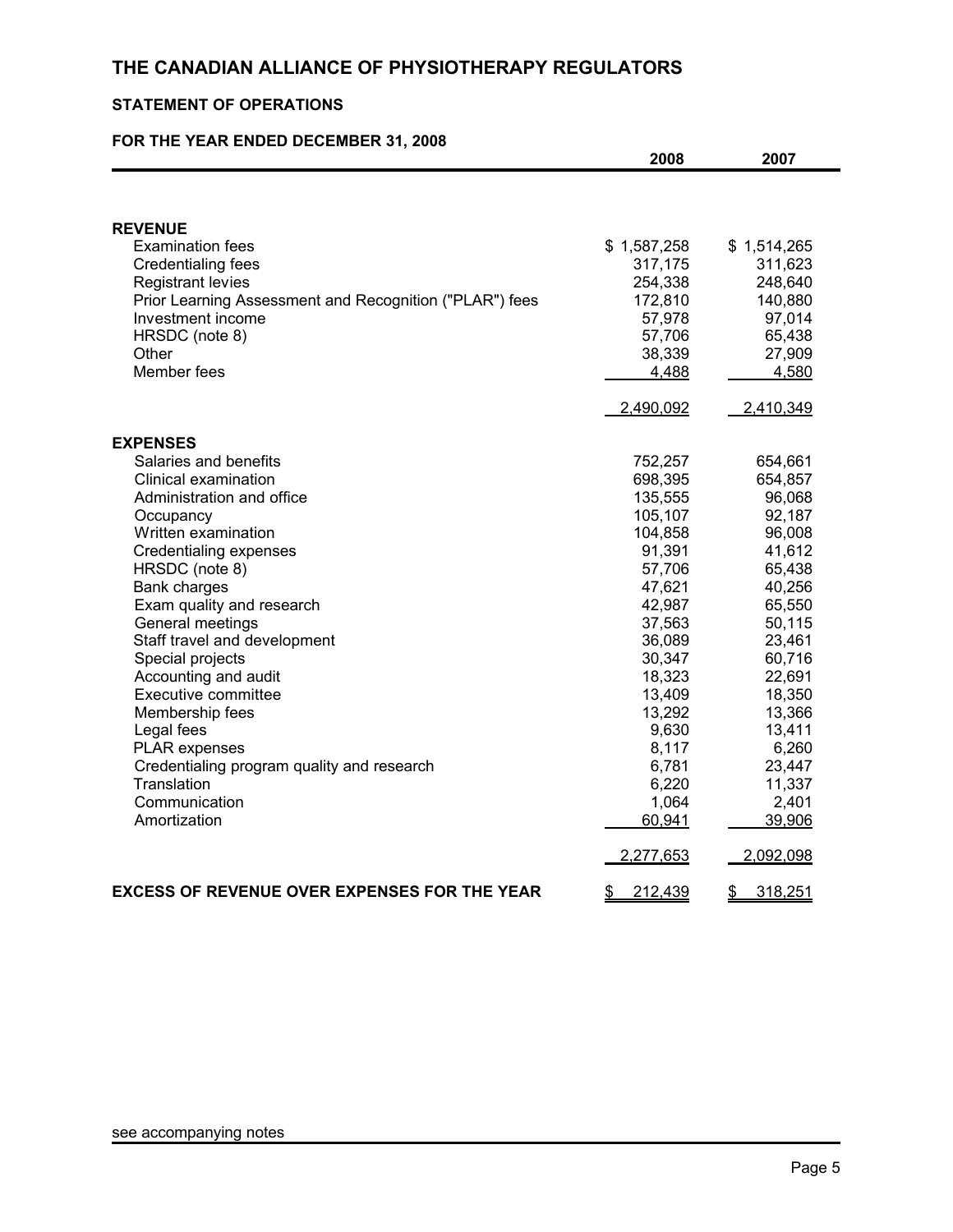# THE CANADIAN ALLIANCE OF PHYSIOTHERAPY REGULATORS

## STATEMENT OF OPERATIONS

### FOR THE YEAR ENDED DECEMBER 31, 2008

| | 2008 | 2007 |
|---|---|---|
| **REVENUE** | | |
| Examination fees | $ 1,587,258 | $ 1,514,265 |
| Credentialing fees | 317,175 | 311,623 |
| Registrant levies | 254,338 | 248,640 |
| Prior Learning Assessment and Recognition ("PLAR") fees | 172,810 | 140,880 |
| Investment income | 57,978 | 97,014 |
| HRSDC (note 8) | 57,706 | 65,438 |
| Other | 38,339 | 27,909 |
| Member fees | 4,488 | 4,580 |
| | 2,490,092 | 2,410,349 |
| **EXPENSES** | | |
| Salaries and benefits | 752,257 | 654,661 |
| Clinical examination | 698,395 | 654,857 |
| Administration and office | 135,555 | 96,068 |
| Occupancy | 105,107 | 92,187 |
| Written examination | 104,858 | 96,008 |
| Credentialing expenses | 91,391 | 41,612 |
| HRSDC (note 8) | 57,706 | 65,438 |
| Bank charges | 47,621 | 40,256 |
| Exam quality and research | 42,987 | 65,550 |
| General meetings | 37,563 | 50,115 |
| Staff travel and development | 36,089 | 23,461 |
| Special projects | 30,347 | 60,716 |
| Accounting and audit | 18,323 | 22,691 |
| Executive committee | 13,409 | 18,350 |
| Membership fees | 13,292 | 13,366 |
| Legal fees | 9,630 | 13,411 |
| PLAR expenses | 8,117 | 6,260 |
| Credentialing program quality and research | 6,781 | 23,447 |
| Translation | 6,220 | 11,337 |
| Communication | 1,064 | 2,401 |
| Amortization | 60,941 | 39,906 |
| | 2,277,653 | 2,092,098 |
| **EXCESS OF REVENUE OVER EXPENSES FOR THE YEAR** | $ 212,439 | $ 318,251 |

see accompanying notes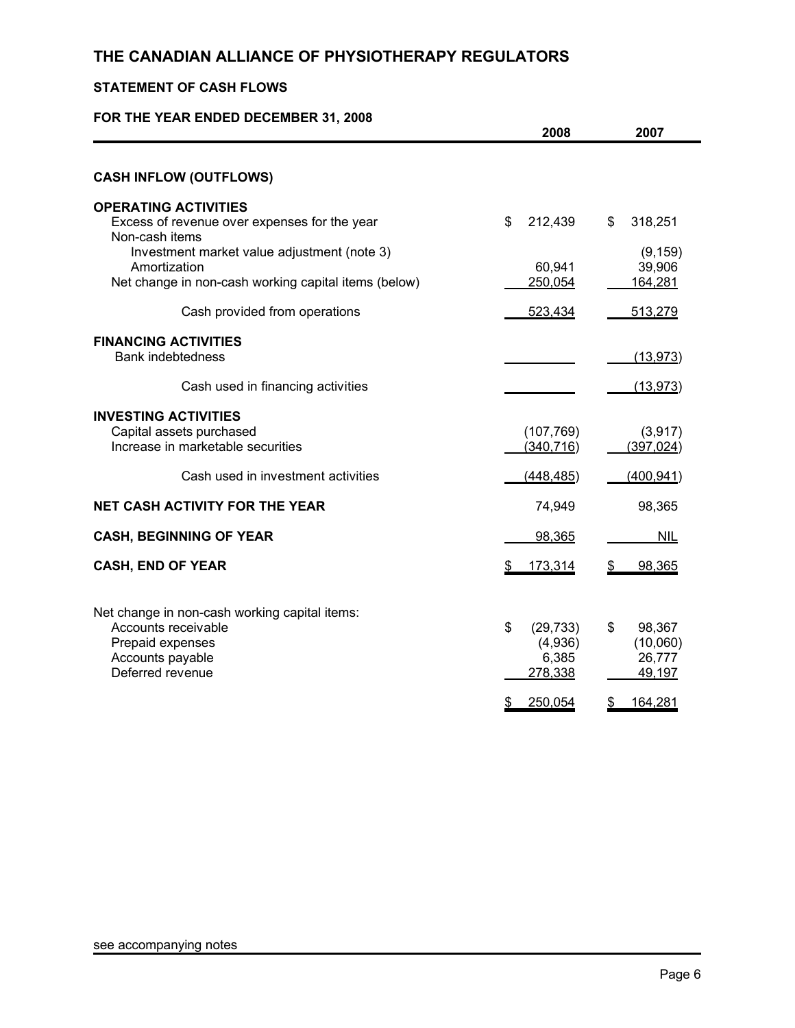# THE CANADIAN ALLIANCE OF PHYSIOTHERAPY REGULATORS

## STATEMENT OF CASH FLOWS

### FOR THE YEAR ENDED DECEMBER 31, 2008

| | 2008 | 2007 |
|---|---|---|
| **CASH INFLOW (OUTFLOWS)** | | |
| **OPERATING ACTIVITIES** | | |
| Excess of revenue over expenses for the year | $ 212,439 | $ 318,251 |
| Non-cash items | | |
| Investment market value adjustment (note 3) | | (9,159) |
| Amortization | 60,941 | 39,906 |
| Net change in non-cash working capital items (below) | 250,054 | 164,281 |
| Cash provided from operations | 523,434 | 513,279 |
| **FINANCING ACTIVITIES** | | |
| Bank indebtedness | | (13,973) |
| Cash used in financing activities | | (13,973) |
| **INVESTING ACTIVITIES** | | |
| Capital assets purchased | (107,769) | (3,917) |
| Increase in marketable securities | (340,716) | (397,024) |
| Cash used in investment activities | (448,485) | (400,941) |
| **NET CASH ACTIVITY FOR THE YEAR** | 74,949 | 98,365 |
| **CASH, BEGINNING OF YEAR** | 98,365 | NIL |
| **CASH, END OF YEAR** | $ 173,314 | $ 98,365 |

| Net change in non-cash working capital items: | 2008 | 2007 |
|---|---|---|
| Accounts receivable | $ (29,733) | $ 98,367 |
| Prepaid expenses | (4,936) | (10,060) |
| Accounts payable | 6,385 | 26,777 |
| Deferred revenue | 278,338 | 49,197 |
| | $ 250,054 | $ 164,281 |

see accompanying notes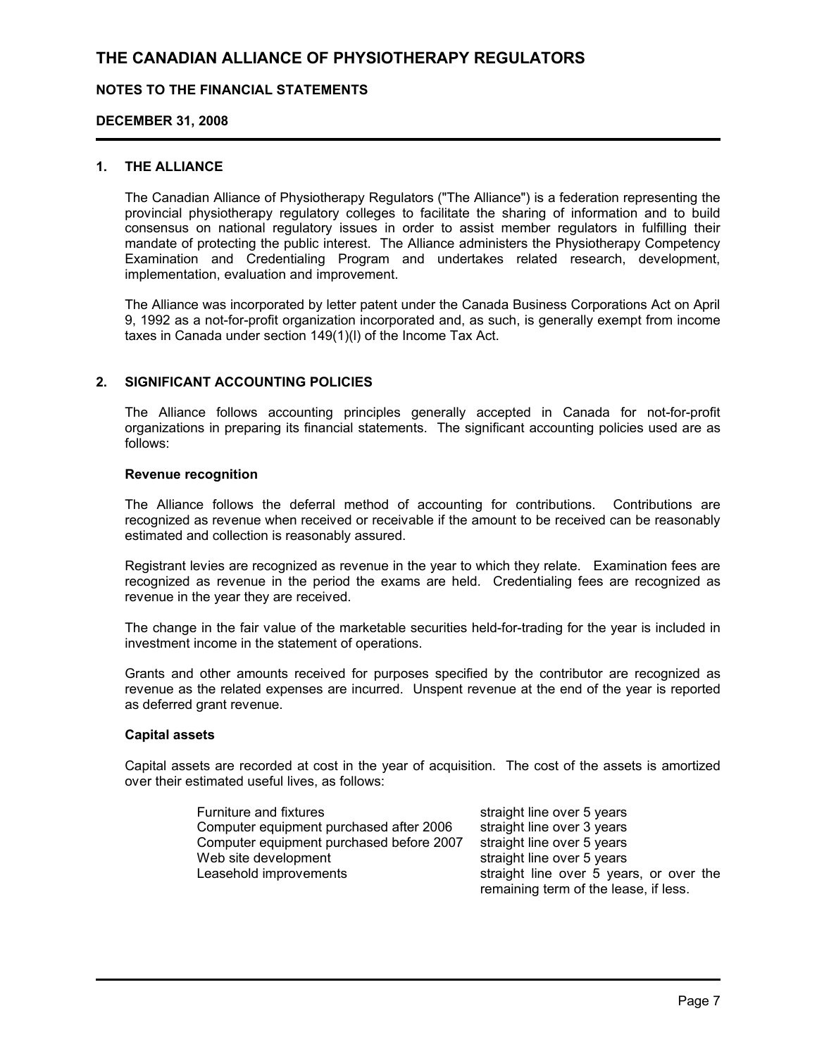# THE CANADIAN ALLIANCE OF PHYSIOTHERAPY REGULATORS

## NOTES TO THE FINANCIAL STATEMENTS

## DECEMBER 31, 2008

### 1. THE ALLIANCE

The Canadian Alliance of Physiotherapy Regulators ("The Alliance") is a federation representing the provincial physiotherapy regulatory colleges to facilitate the sharing of information and to build consensus on national regulatory issues in order to assist member regulators in fulfilling their mandate of protecting the public interest. The Alliance administers the Physiotherapy Competency Examination and Credentialing Program and undertakes related research, development, implementation, evaluation and improvement.

The Alliance was incorporated by letter patent under the Canada Business Corporations Act on April 9, 1992 as a not-for-profit organization incorporated and, as such, is generally exempt from income taxes in Canada under section 149(1)(l) of the Income Tax Act.

### 2. SIGNIFICANT ACCOUNTING POLICIES

The Alliance follows accounting principles generally accepted in Canada for not-for-profit organizations in preparing its financial statements. The significant accounting policies used are as follows:

**Revenue recognition**

The Alliance follows the deferral method of accounting for contributions. Contributions are recognized as revenue when received or receivable if the amount to be received can be reasonably estimated and collection is reasonably assured.

Registrant levies are recognized as revenue in the year to which they relate. Examination fees are recognized as revenue in the period the exams are held. Credentialing fees are recognized as revenue in the year they are received.

The change in the fair value of the marketable securities held-for-trading for the year is included in investment income in the statement of operations.

Grants and other amounts received for purposes specified by the contributor are recognized as revenue as the related expenses are incurred. Unspent revenue at the end of the year is reported as deferred grant revenue.

**Capital assets**

Capital assets are recorded at cost in the year of acquisition. The cost of the assets is amortized over their estimated useful lives, as follows:

| | |
|---|---|
| Furniture and fixtures | straight line over 5 years |
| Computer equipment purchased after 2006 | straight line over 3 years |
| Computer equipment purchased before 2007 | straight line over 5 years |
| Web site development | straight line over 5 years |
| Leasehold improvements | straight line over 5 years, or over the remaining term of the lease, if less. |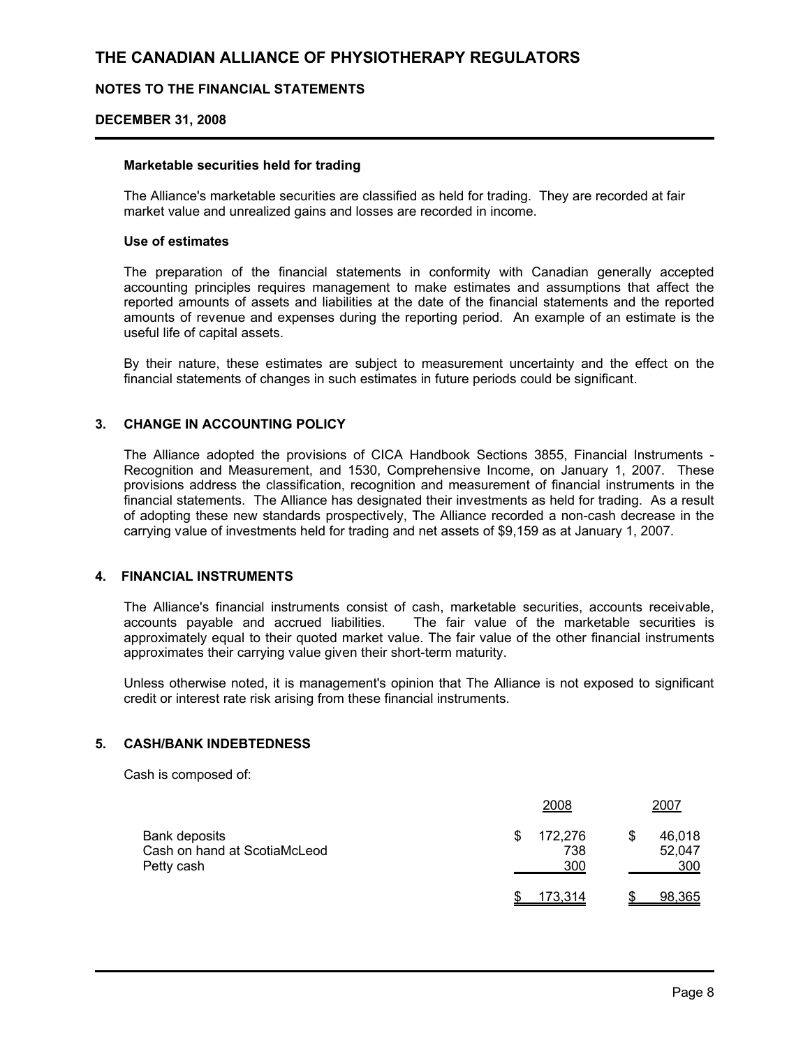# THE CANADIAN ALLIANCE OF PHYSIOTHERAPY REGULATORS

## NOTES TO THE FINANCIAL STATEMENTS

## DECEMBER 31, 2008

**Marketable securities held for trading**

The Alliance's marketable securities are classified as held for trading. They are recorded at fair market value and unrealized gains and losses are recorded in income.

**Use of estimates**

The preparation of the financial statements in conformity with Canadian generally accepted accounting principles requires management to make estimates and assumptions that affect the reported amounts of assets and liabilities at the date of the financial statements and the reported amounts of revenue and expenses during the reporting period. An example of an estimate is the useful life of capital assets.

By their nature, these estimates are subject to measurement uncertainty and the effect on the financial statements of changes in such estimates in future periods could be significant.

### 3. CHANGE IN ACCOUNTING POLICY

The Alliance adopted the provisions of CICA Handbook Sections 3855, Financial Instruments - Recognition and Measurement, and 1530, Comprehensive Income, on January 1, 2007. These provisions address the classification, recognition and measurement of financial instruments in the financial statements. The Alliance has designated their investments as held for trading. As a result of adopting these new standards prospectively, The Alliance recorded a non-cash decrease in the carrying value of investments held for trading and net assets of $9,159 as at January 1, 2007.

### 4. FINANCIAL INSTRUMENTS

The Alliance's financial instruments consist of cash, marketable securities, accounts receivable, accounts payable and accrued liabilities. The fair value of the marketable securities is approximately equal to their quoted market value. The fair value of the other financial instruments approximates their carrying value given their short-term maturity.

Unless otherwise noted, it is management's opinion that The Alliance is not exposed to significant credit or interest rate risk arising from these financial instruments.

### 5. CASH/BANK INDEBTEDNESS

Cash is composed of:

| | 2008 | 2007 |
|---|---|---|
| Bank deposits | $ 172,276 | $ 46,018 |
| Cash on hand at ScotiaMcLeod | 738 | 52,047 |
| Petty cash | 300 | 300 |
| | $ 173,314 | $ 98,365 |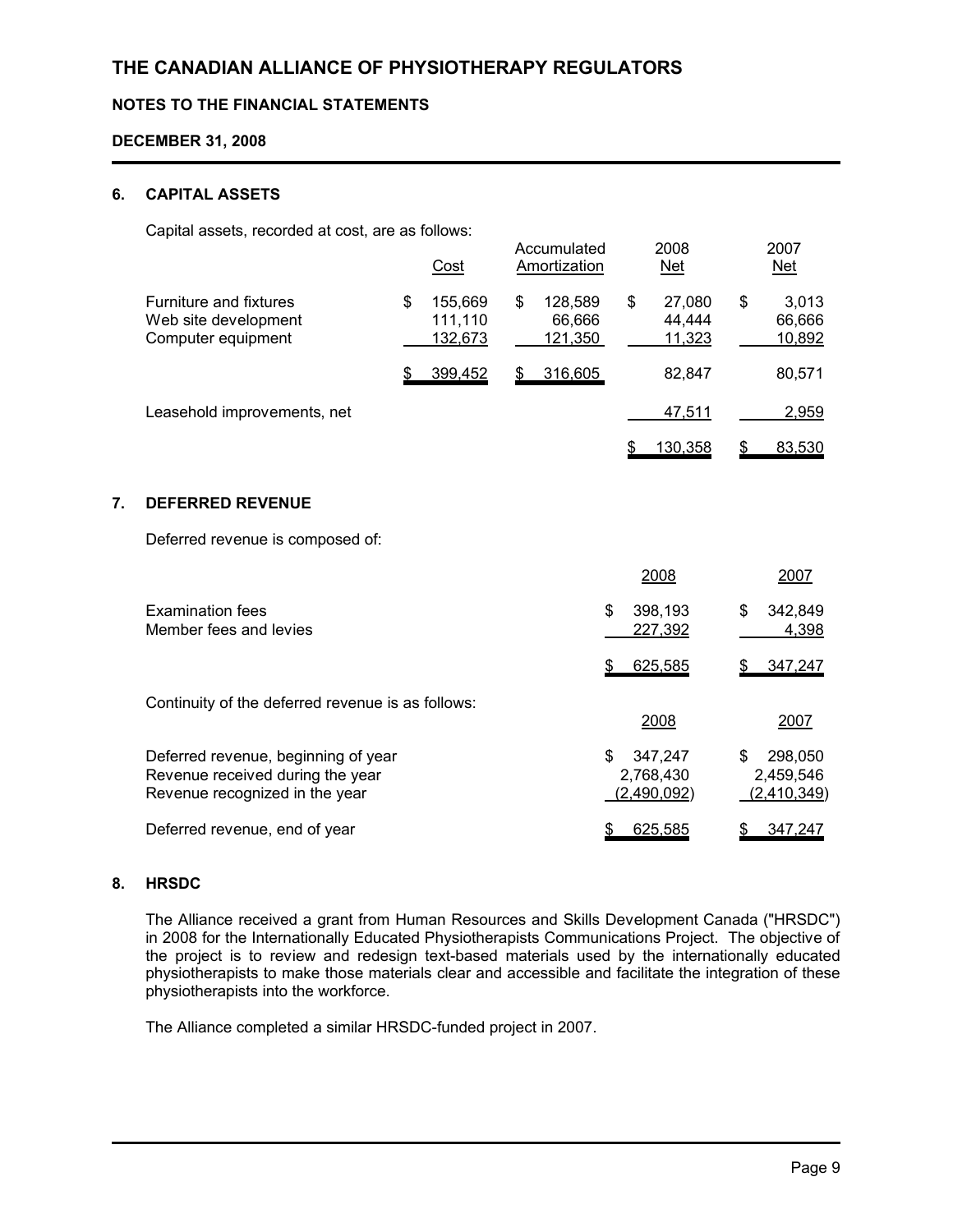# THE CANADIAN ALLIANCE OF PHYSIOTHERAPY REGULATORS

## NOTES TO THE FINANCIAL STATEMENTS

### DECEMBER 31, 2008

### 6. CAPITAL ASSETS

Capital assets, recorded at cost, are as follows:

| | Cost | Accumulated Amortization | 2008 Net | 2007 Net |
|---|---|---|---|---|
| Furniture and fixtures | $ 155,669 | $ 128,589 | $ 27,080 | $ 3,013 |
| Web site development | 111,110 | 66,666 | 44,444 | 66,666 |
| Computer equipment | 132,673 | 121,350 | 11,323 | 10,892 |
| | $ 399,452 | $ 316,605 | 82,847 | 80,571 |
| Leasehold improvements, net | | | 47,511 | 2,959 |
| | | | $ 130,358 | $ 83,530 |

### 7. DEFERRED REVENUE

Deferred revenue is composed of:

| | 2008 | 2007 |
|---|---|---|
| Examination fees | $ 398,193 | $ 342,849 |
| Member fees and levies | 227,392 | 4,398 |
| | $ 625,585 | $ 347,247 |

Continuity of the deferred revenue is as follows:

| | 2008 | 2007 |
|---|---|---|
| Deferred revenue, beginning of year | $ 347,247 | $ 298,050 |
| Revenue received during the year | 2,768,430 | 2,459,546 |
| Revenue recognized in the year | (2,490,092) | (2,410,349) |
| Deferred revenue, end of year | $ 625,585 | $ 347,247 |

### 8. HRSDC

The Alliance received a grant from Human Resources and Skills Development Canada ("HRSDC") in 2008 for the Internationally Educated Physiotherapists Communications Project. The objective of the project is to review and redesign text-based materials used by the internationally educated physiotherapists to make those materials clear and accessible and facilitate the integration of these physiotherapists into the workforce.

The Alliance completed a similar HRSDC-funded project in 2007.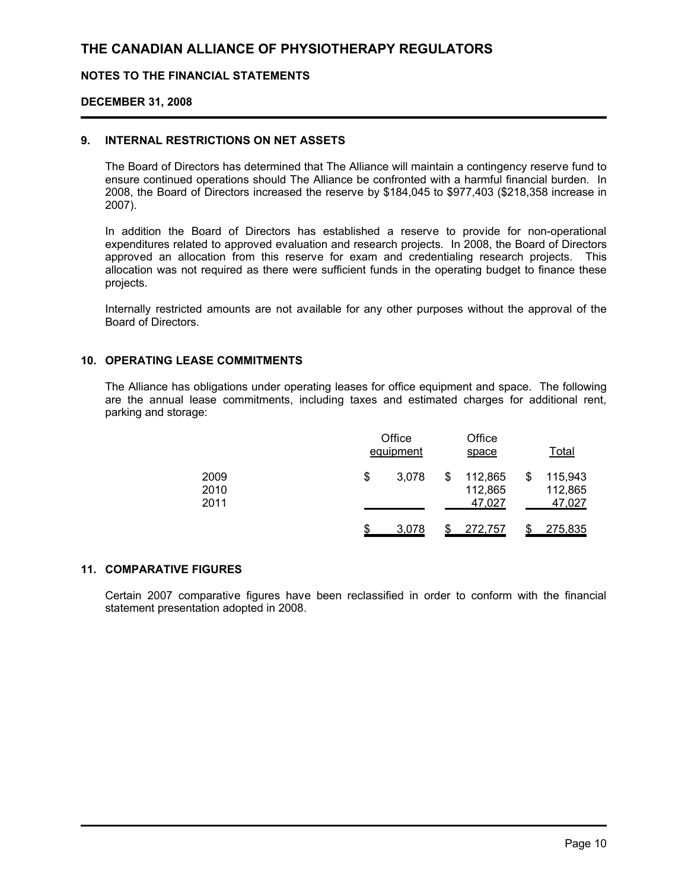# THE CANADIAN ALLIANCE OF PHYSIOTHERAPY REGULATORS

## NOTES TO THE FINANCIAL STATEMENTS

### DECEMBER 31, 2008

### 9. INTERNAL RESTRICTIONS ON NET ASSETS

The Board of Directors has determined that The Alliance will maintain a contingency reserve fund to ensure continued operations should The Alliance be confronted with a harmful financial burden. In 2008, the Board of Directors increased the reserve by $184,045 to $977,403 ($218,358 increase in 2007).

In addition the Board of Directors has established a reserve to provide for non-operational expenditures related to approved evaluation and research projects. In 2008, the Board of Directors approved an allocation from this reserve for exam and credentialing research projects. This allocation was not required as there were sufficient funds in the operating budget to finance these projects.

Internally restricted amounts are not available for any other purposes without the approval of the Board of Directors.

### 10. OPERATING LEASE COMMITMENTS

The Alliance has obligations under operating leases for office equipment and space. The following are the annual lease commitments, including taxes and estimated charges for additional rent, parking and storage:

| | Office equipment | Office space | Total |
|---|---|---|---|
| 2009 | $ 3,078 | $ 112,865 | $ 115,943 |
| 2010 | | 112,865 | 112,865 |
| 2011 | | 47,027 | 47,027 |
| | $ 3,078 | $ 272,757 | $ 275,835 |

### 11. COMPARATIVE FIGURES

Certain 2007 comparative figures have been reclassified in order to conform with the financial statement presentation adopted in 2008.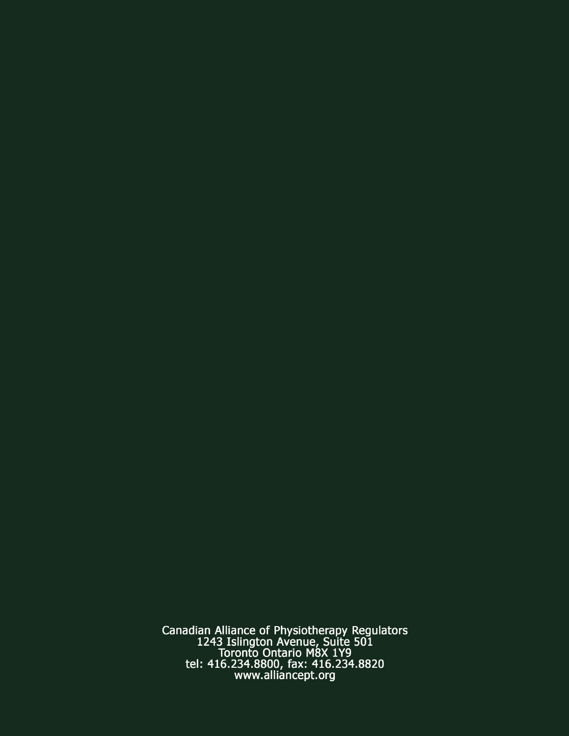Canadian Alliance of Physiotherapy Regulators
1243 Islington Avenue, Suite 501
Toronto Ontario M8X 1Y9
tel: 416.234.8800, fax: 416.234.8820
www.alliancept.org